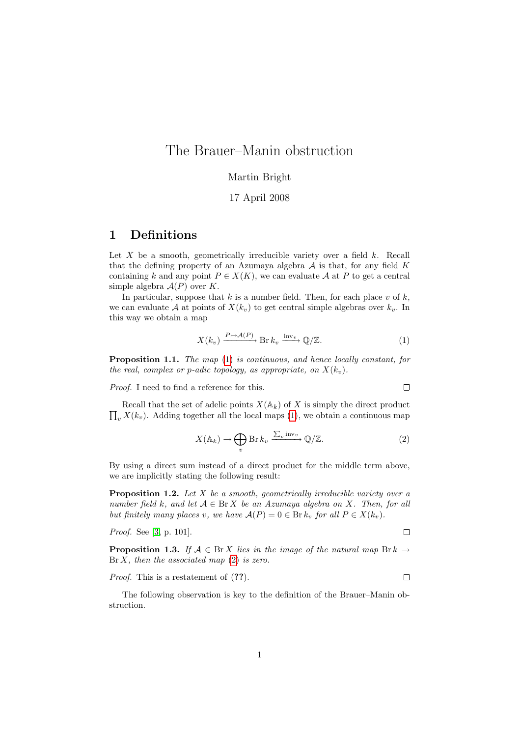# The Brauer–Manin obstruction

Martin Bright

17 April 2008

## 1 Definitions

Let $X$ be a smooth, geometrically irreducible variety over a field $k$. Recall that the defining property of an Azumaya algebra $\mathcal{A}$ is that, for any field $K$ containing $k$ and any point $P \in X(K)$, we can evaluate $\mathcal{A}$ at $P$ to get a central simple algebra $\mathcal{A}(P)$ over $K$.

In particular, suppose that $k$ is a number field. Then, for each place $v$ of $k$, we can evaluate $\mathcal{A}$ at points of $X(k_v)$ to get central simple algebras over $k_v$. In this way we obtain a map

$$X(k_v) \xrightarrow{P \mapsto \mathcal{A}(P)} \operatorname{Br} k_v \xrightarrow{\operatorname{inv}_v} \mathbb{Q}/\mathbb{Z}. \tag{1}$$

**Proposition 1.1.** *The map (1) is continuous, and hence locally constant, for the real, complex or $p$-adic topology, as appropriate, on $X(k_v)$.*

*Proof.* I need to find a reference for this. $\square$

Recall that the set of adelic points $X(\mathbb{A}_k)$ of $X$ is simply the direct product $\prod_v X(k_v)$. Adding together all the local maps (1), we obtain a continuous map

$$X(\mathbb{A}_k) \to \bigoplus_v \operatorname{Br} k_v \xrightarrow{\sum_v \operatorname{inv}_v} \mathbb{Q}/\mathbb{Z}. \tag{2}$$

By using a direct sum instead of a direct product for the middle term above, we are implicitly stating the following result:

**Proposition 1.2.** *Let $X$ be a smooth, geometrically irreducible variety over a number field $k$, and let $\mathcal{A} \in \operatorname{Br} X$ be an Azumaya algebra on $X$. Then, for all but finitely many places $v$, we have $\mathcal{A}(P) = 0 \in \operatorname{Br} k_v$ for all $P \in X(k_v)$.*

*Proof.* See [3, p. 101]. $\square$

**Proposition 1.3.** *If $\mathcal{A} \in \operatorname{Br} X$ lies in the image of the natural map $\operatorname{Br} k \to \operatorname{Br} X$, then the associated map (2) is zero.*

*Proof.* This is a restatement of (**??**). $\square$

The following observation is key to the definition of the Brauer–Manin obstruction.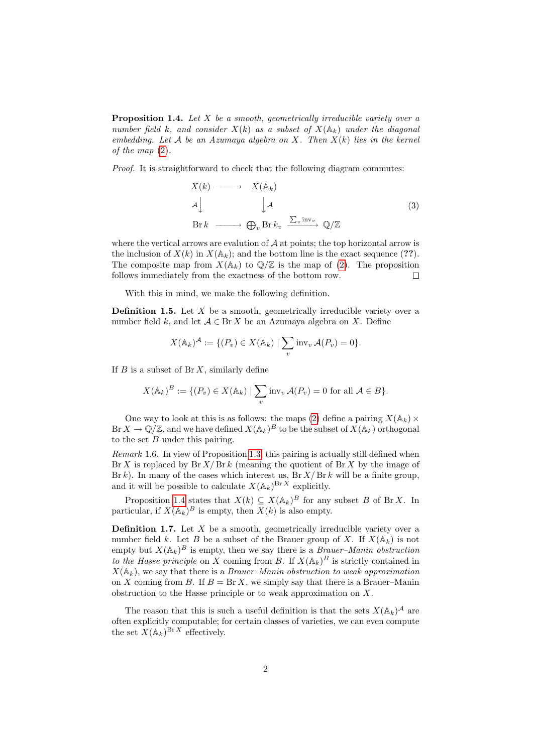**Proposition 1.4.** *Let $X$ be a smooth, geometrically irreducible variety over a number field $k$, and consider $X(k)$ as a subset of $X(\mathbb{A}_k)$ under the diagonal embedding. Let $\mathcal{A}$ be an Azumaya algebra on $X$. Then $X(k)$ lies in the kernel of the map (2).*

*Proof.* It is straightforward to check that the following diagram commutes:

$$\begin{array}{ccccc} X(k) & \longrightarrow & X(\mathbb{A}_k) & & \\ \mathcal{A}\downarrow & & \downarrow\mathcal{A} & & \\ \operatorname{Br} k & \longrightarrow & \bigoplus_v \operatorname{Br} k_v & \xrightarrow{\sum_v \operatorname{inv}_v} & \mathbb{Q}/\mathbb{Z} \end{array} \tag{3}$$

where the vertical arrows are evalution of $\mathcal{A}$ at points; the top horizontal arrow is the inclusion of $X(k)$ in $X(\mathbb{A}_k)$; and the bottom line is the exact sequence (**??**). The composite map from $X(\mathbb{A}_k)$ to $\mathbb{Q}/\mathbb{Z}$ is the map of (2). The proposition follows immediately from the exactness of the bottom row. □

With this in mind, we make the following definition.

**Definition 1.5.** Let $X$ be a smooth, geometrically irreducible variety over a number field $k$, and let $\mathcal{A} \in \operatorname{Br} X$ be an Azumaya algebra on $X$. Define

$$X(\mathbb{A}_k)^{\mathcal{A}} := \{(P_v) \in X(\mathbb{A}_k) \mid \sum_v \operatorname{inv}_v \mathcal{A}(P_v) = 0\}.$$

If $B$ is a subset of $\operatorname{Br} X$, similarly define

$$X(\mathbb{A}_k)^B := \{(P_v) \in X(\mathbb{A}_k) \mid \sum_v \operatorname{inv}_v \mathcal{A}(P_v) = 0 \text{ for all } \mathcal{A} \in B\}.$$

One way to look at this is as follows: the maps (2) define a pairing $X(\mathbb{A}_k) \times \operatorname{Br} X \to \mathbb{Q}/\mathbb{Z}$, and we have defined $X(\mathbb{A}_k)^B$ to be the subset of $X(\mathbb{A}_k)$ orthogonal to the set $B$ under this pairing.

*Remark* 1.6. In view of Proposition 1.3, this pairing is actually still defined when $\operatorname{Br} X$ is replaced by $\operatorname{Br} X / \operatorname{Br} k$ (meaning the quotient of $\operatorname{Br} X$ by the image of $\operatorname{Br} k$). In many of the cases which interest us, $\operatorname{Br} X / \operatorname{Br} k$ will be a finite group, and it will be possible to calculate $X(\mathbb{A}_k)^{\operatorname{Br} X}$ explicitly.

Proposition 1.4 states that $X(k) \subseteq X(\mathbb{A}_k)^B$ for any subset $B$ of $\operatorname{Br} X$. In particular, if $X(\mathbb{A}_k)^B$ is empty, then $X(k)$ is also empty.

**Definition 1.7.** Let $X$ be a smooth, geometrically irreducible variety over a number field $k$. Let $B$ be a subset of the Brauer group of $X$. If $X(\mathbb{A}_k)$ is not empty but $X(\mathbb{A}_k)^B$ is empty, then we say there is a *Brauer–Manin obstruction to the Hasse principle* on $X$ coming from $B$. If $X(\mathbb{A}_k)^B$ is strictly contained in $X(\mathbb{A}_k)$, we say that there is a *Brauer–Manin obstruction to weak approximation* on $X$ coming from $B$. If $B = \operatorname{Br} X$, we simply say that there is a Brauer–Manin obstruction to the Hasse principle or to weak approximation on $X$.

The reason that this is such a useful definition is that the sets $X(\mathbb{A}_k)^{\mathcal{A}}$ are often explicitly computable; for certain classes of varieties, we can even compute the set $X(\mathbb{A}_k)^{\operatorname{Br} X}$ effectively.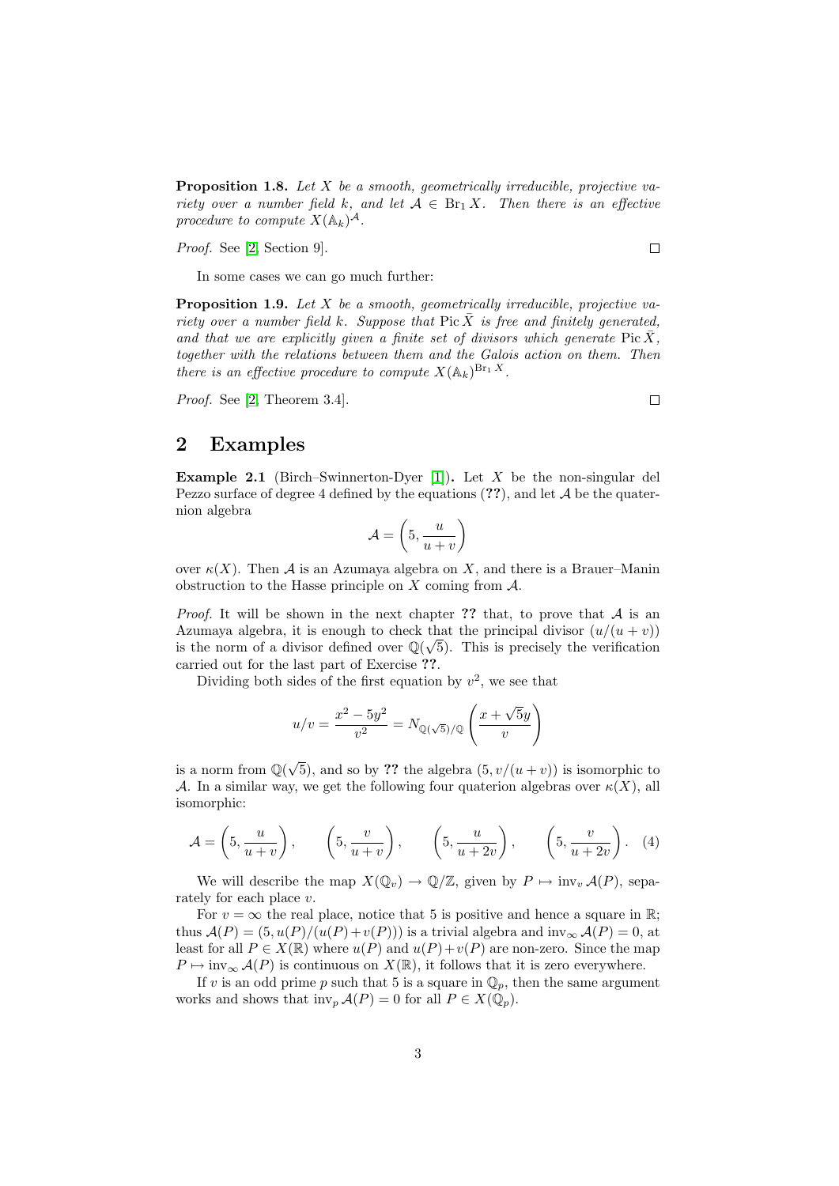**Proposition 1.8.** *Let $X$ be a smooth, geometrically irreducible, projective variety over a number field $k$, and let $\mathcal{A} \in \operatorname{Br}_1 X$. Then there is an effective procedure to compute $X(\mathbb{A}_k)^{\mathcal{A}}$.*

*Proof.* See [2, Section 9]. □

In some cases we can go much further:

**Proposition 1.9.** *Let $X$ be a smooth, geometrically irreducible, projective variety over a number field $k$. Suppose that $\operatorname{Pic} \bar{X}$ is free and finitely generated, and that we are explicitly given a finite set of divisors which generate $\operatorname{Pic} \bar{X}$, together with the relations between them and the Galois action on them. Then there is an effective procedure to compute $X(\mathbb{A}_k)^{\operatorname{Br}_1 X}$.*

*Proof.* See [2, Theorem 3.4]. □

## 2 Examples

**Example 2.1** (Birch–Swinnerton-Dyer [1])**.** Let $X$ be the non-singular del Pezzo surface of degree 4 defined by the equations (**??**), and let $\mathcal{A}$ be the quaternion algebra

$$\mathcal{A} = \left(5, \frac{u}{u+v}\right)$$

over $\kappa(X)$. Then $\mathcal{A}$ is an Azumaya algebra on $X$, and there is a Brauer–Manin obstruction to the Hasse principle on $X$ coming from $\mathcal{A}$.

*Proof.* It will be shown in the next chapter **??** that, to prove that $\mathcal{A}$ is an Azumaya algebra, it is enough to check that the principal divisor $(u/(u+v))$ is the norm of a divisor defined over $\mathbb{Q}(\sqrt{5})$. This is precisely the verification carried out for the last part of Exercise **??**.

Dividing both sides of the first equation by $v^2$, we see that

$$u/v = \frac{x^2 - 5y^2}{v^2} = N_{\mathbb{Q}(\sqrt{5})/\mathbb{Q}}\left(\frac{x + \sqrt{5}y}{v}\right)$$

is a norm from $\mathbb{Q}(\sqrt{5})$, and so by **??** the algebra $(5, v/(u+v))$ is isomorphic to $\mathcal{A}$. In a similar way, we get the following four quaterion algebras over $\kappa(X)$, all isomorphic:

$$\mathcal{A} = \left(5, \frac{u}{u+v}\right), \qquad \left(5, \frac{v}{u+v}\right), \qquad \left(5, \frac{u}{u+2v}\right), \qquad \left(5, \frac{v}{u+2v}\right). \quad (4)$$

We will describe the map $X(\mathbb{Q}_v) \to \mathbb{Q}/\mathbb{Z}$, given by $P \mapsto \operatorname{inv}_v \mathcal{A}(P)$, separately for each place $v$.

For $v = \infty$ the real place, notice that 5 is positive and hence a square in $\mathbb{R}$; thus $\mathcal{A}(P) = (5, u(P)/(u(P)+v(P)))$ is a trivial algebra and $\operatorname{inv}_\infty \mathcal{A}(P) = 0$, at least for all $P \in X(\mathbb{R})$ where $u(P)$ and $u(P)+v(P)$ are non-zero. Since the map $P \mapsto \operatorname{inv}_\infty \mathcal{A}(P)$ is continuous on $X(\mathbb{R})$, it follows that it is zero everywhere.

If $v$ is an odd prime $p$ such that 5 is a square in $\mathbb{Q}_p$, then the same argument works and shows that $\operatorname{inv}_p \mathcal{A}(P) = 0$ for all $P \in X(\mathbb{Q}_p)$.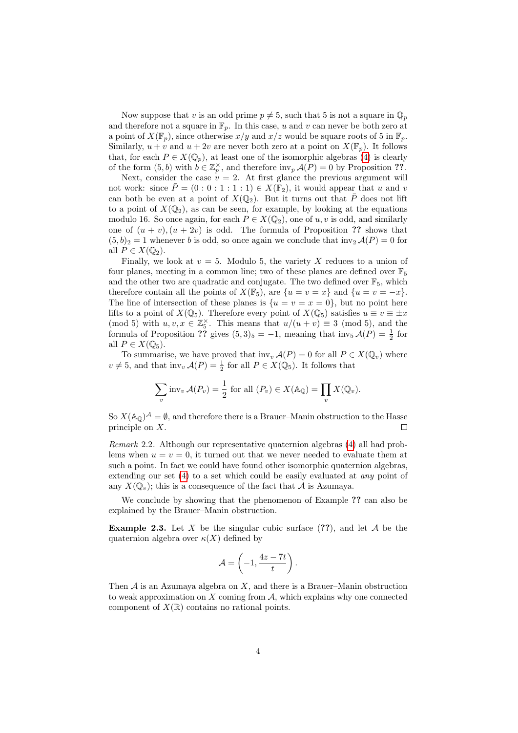Now suppose that $v$ is an odd prime $p \neq 5$, such that 5 is not a square in $\mathbb{Q}_p$ and therefore not a square in $\mathbb{F}_p$. In this case, $u$ and $v$ can never be both zero at a point of $X(\mathbb{F}_p)$, since otherwise $x/y$ and $x/z$ would be square roots of 5 in $\mathbb{F}_p$. Similarly, $u+v$ and $u+2v$ are never both zero at a point on $X(\mathbb{F}_p)$. It follows that, for each $P \in X(\mathbb{Q}_p)$, at least one of the isomorphic algebras (4) is clearly of the form $(5, b)$ with $b \in \mathbb{Z}_p^\times$, and therefore $\mathrm{inv}_p \mathcal{A}(P) = 0$ by Proposition **??**.

Next, consider the case $v = 2$. At first glance the previous argument will not work: since $\bar{P} = (0:0:1:1:1) \in X(\mathbb{F}_2)$, it would appear that $u$ and $v$ can both be even at a point of $X(\mathbb{Q}_2)$. But it turns out that $\bar{P}$ does not lift to a point of $X(\mathbb{Q}_2)$, as can be seen, for example, by looking at the equations modulo 16. So once again, for each $P \in X(\mathbb{Q}_2)$, one of $u, v$ is odd, and similarly one of $(u+v), (u+2v)$ is odd. The formula of Proposition **??** shows that $(5, b)_2 = 1$ whenever $b$ is odd, so once again we conclude that $\mathrm{inv}_2 \mathcal{A}(P) = 0$ for all $P \in X(\mathbb{Q}_2)$.

Finally, we look at $v = 5$. Modulo 5, the variety $X$ reduces to a union of four planes, meeting in a common line; two of these planes are defined over $\mathbb{F}_5$ and the other two are quadratic and conjugate. The two defined over $\mathbb{F}_5$, which therefore contain all the points of $X(\mathbb{F}_5)$, are $\{u = v = x\}$ and $\{u = v = -x\}$. The line of intersection of these planes is $\{u = v = x = 0\}$, but no point here lifts to a point of $X(\mathbb{Q}_5)$. Therefore every point of $X(\mathbb{Q}_5)$ satisfies $u \equiv v \equiv \pm x \pmod 5$ with $u, v, x \in \mathbb{Z}_5^\times$. This means that $u/(u+v) \equiv 3 \pmod 5$, and the formula of Proposition **??** gives $(5, 3)_5 = -1$, meaning that $\mathrm{inv}_5 \mathcal{A}(P) = \frac{1}{2}$ for all $P \in X(\mathbb{Q}_5)$.

To summarise, we have proved that $\mathrm{inv}_v \mathcal{A}(P) = 0$ for all $P \in X(\mathbb{Q}_v)$ where $v \neq 5$, and that $\mathrm{inv}_v \mathcal{A}(P) = \frac{1}{2}$ for all $P \in X(\mathbb{Q}_5)$. It follows that

$$\sum_v \mathrm{inv}_v \mathcal{A}(P_v) = \frac{1}{2} \text{ for all } (P_v) \in X(\mathbb{A}_\mathbb{Q}) = \prod_v X(\mathbb{Q}_v).$$

So $X(\mathbb{A}_\mathbb{Q})^\mathcal{A} = \emptyset$, and therefore there is a Brauer–Manin obstruction to the Hasse principle on $X$. □

*Remark* 2.2. Although our representative quaternion algebras (4) all had problems when $u = v = 0$, it turned out that we never needed to evaluate them at such a point. In fact we could have found other isomorphic quaternion algebras, extending our set (4) to a set which could be easily evaluated at *any* point of any $X(\mathbb{Q}_v)$; this is a consequence of the fact that $\mathcal{A}$ is Azumaya.

We conclude by showing that the phenomenon of Example **??** can also be explained by the Brauer–Manin obstruction.

**Example 2.3.** Let $X$ be the singular cubic surface (**??**), and let $\mathcal{A}$ be the quaternion algebra over $\kappa(X)$ defined by

$$\mathcal{A} = \left(-1, \frac{4z - 7t}{t}\right).$$

Then $\mathcal{A}$ is an Azumaya algebra on $X$, and there is a Brauer–Manin obstruction to weak approximation on $X$ coming from $\mathcal{A}$, which explains why one connected component of $X(\mathbb{R})$ contains no rational points.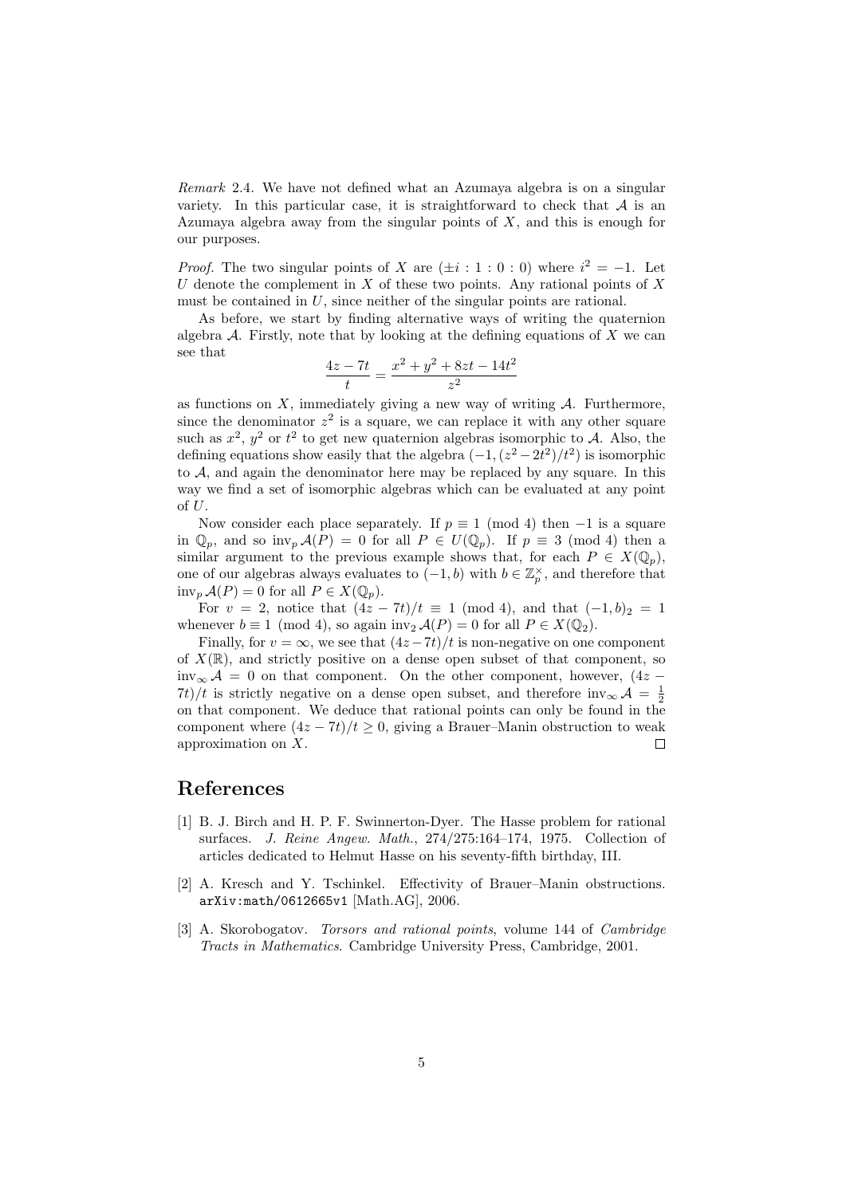*Remark* 2.4. We have not defined what an Azumaya algebra is on a singular variety. In this particular case, it is straightforward to check that $\mathcal{A}$ is an Azumaya algebra away from the singular points of $X$, and this is enough for our purposes.

*Proof.* The two singular points of $X$ are $(\pm i : 1 : 0 : 0)$ where $i^2 = -1$. Let $U$ denote the complement in $X$ of these two points. Any rational points of $X$ must be contained in $U$, since neither of the singular points are rational.

As before, we start by finding alternative ways of writing the quaternion algebra $\mathcal{A}$. Firstly, note that by looking at the defining equations of $X$ we can see that

$$\frac{4z - 7t}{t} = \frac{x^2 + y^2 + 8zt - 14t^2}{z^2}$$

as functions on $X$, immediately giving a new way of writing $\mathcal{A}$. Furthermore, since the denominator $z^2$ is a square, we can replace it with any other square such as $x^2$, $y^2$ or $t^2$ to get new quaternion algebras isomorphic to $\mathcal{A}$. Also, the defining equations show easily that the algebra $(-1, (z^2 - 2t^2)/t^2)$ is isomorphic to $\mathcal{A}$, and again the denominator here may be replaced by any square. In this way we find a set of isomorphic algebras which can be evaluated at any point of $U$.

Now consider each place separately. If $p \equiv 1 \pmod 4$ then $-1$ is a square in $\mathbb{Q}_p$, and so $\operatorname{inv}_p \mathcal{A}(P) = 0$ for all $P \in U(\mathbb{Q}_p)$. If $p \equiv 3 \pmod 4$ then a similar argument to the previous example shows that, for each $P \in X(\mathbb{Q}_p)$, one of our algebras always evaluates to $(-1, b)$ with $b \in \mathbb{Z}_p^\times$, and therefore that $\operatorname{inv}_p \mathcal{A}(P) = 0$ for all $P \in X(\mathbb{Q}_p)$.

For $v = 2$, notice that $(4z - 7t)/t \equiv 1 \pmod 4$, and that $(-1, b)_2 = 1$ whenever $b \equiv 1 \pmod 4$, so again $\operatorname{inv}_2 \mathcal{A}(P) = 0$ for all $P \in X(\mathbb{Q}_2)$.

Finally, for $v = \infty$, we see that $(4z - 7t)/t$ is non-negative on one component of $X(\mathbb{R})$, and strictly positive on a dense open subset of that component, so $\operatorname{inv}_\infty \mathcal{A} = 0$ on that component. On the other component, however, $(4z - 7t)/t$ is strictly negative on a dense open subset, and therefore $\operatorname{inv}_\infty \mathcal{A} = \frac{1}{2}$ on that component. We deduce that rational points can only be found in the component where $(4z - 7t)/t \geq 0$, giving a Brauer–Manin obstruction to weak approximation on $X$. □

## References

[1] B. J. Birch and H. P. F. Swinnerton-Dyer. The Hasse problem for rational surfaces. *J. Reine Angew. Math.*, 274/275:164–174, 1975. Collection of articles dedicated to Helmut Hasse on his seventy-fifth birthday, III.

[2] A. Kresch and Y. Tschinkel. Effectivity of Brauer–Manin obstructions. `arXiv:math/0612665v1` [Math.AG], 2006.

[3] A. Skorobogatov. *Torsors and rational points*, volume 144 of *Cambridge Tracts in Mathematics*. Cambridge University Press, Cambridge, 2001.